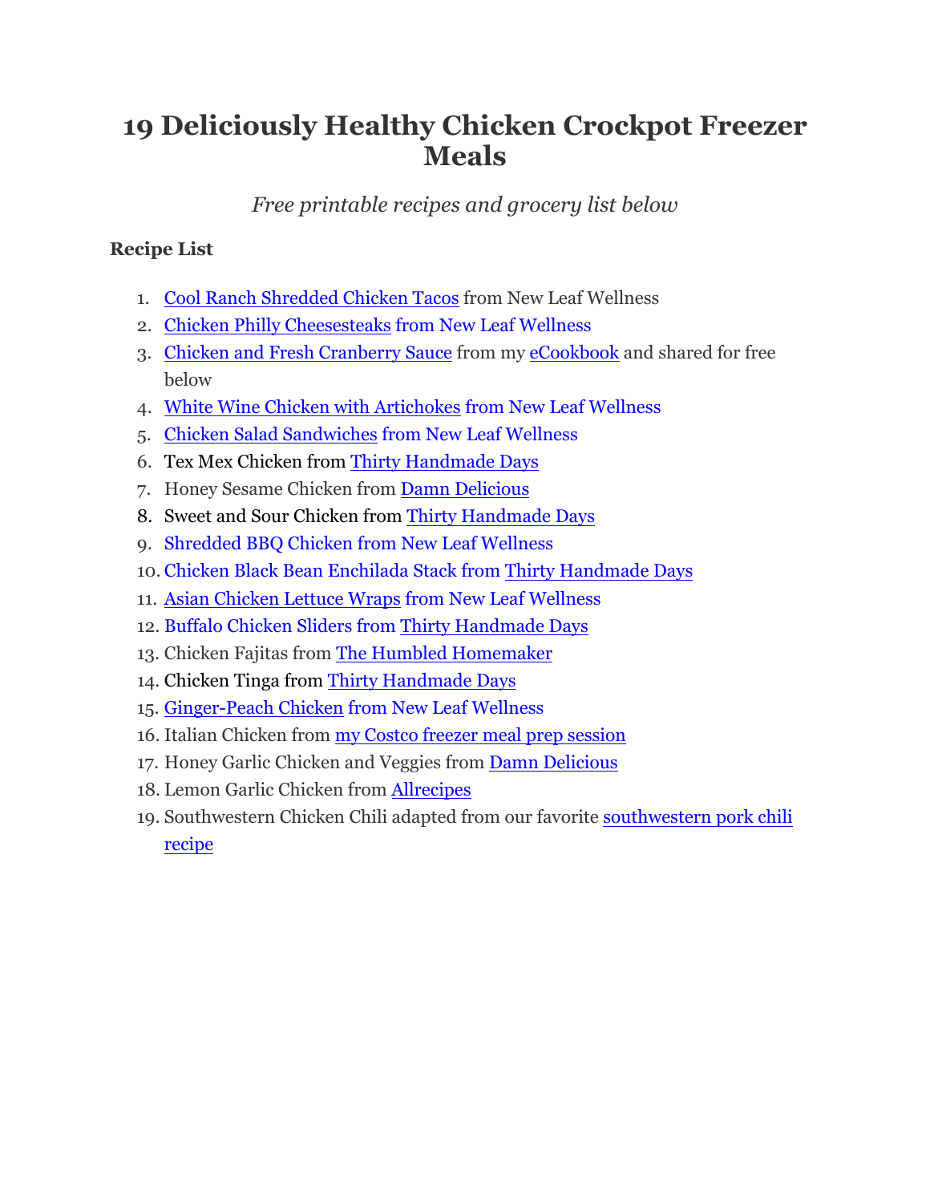# 19 Deliciously Healthy Chicken Crockpot Freezer Meals

*Free printable recipes and grocery list below*

**Recipe List**

1. Cool Ranch Shredded Chicken Tacos from New Leaf Wellness
2. Chicken Philly Cheesesteaks from New Leaf Wellness
3. Chicken and Fresh Cranberry Sauce from my eCookbook and shared for free below
4. White Wine Chicken with Artichokes from New Leaf Wellness
5. Chicken Salad Sandwiches from New Leaf Wellness
6. Tex Mex Chicken from Thirty Handmade Days
7. Honey Sesame Chicken from Damn Delicious
8. Sweet and Sour Chicken from Thirty Handmade Days
9. Shredded BBQ Chicken from New Leaf Wellness
10. Chicken Black Bean Enchilada Stack from Thirty Handmade Days
11. Asian Chicken Lettuce Wraps from New Leaf Wellness
12. Buffalo Chicken Sliders from Thirty Handmade Days
13. Chicken Fajitas from The Humbled Homemaker
14. Chicken Tinga from Thirty Handmade Days
15. Ginger-Peach Chicken from New Leaf Wellness
16. Italian Chicken from my Costco freezer meal prep session
17. Honey Garlic Chicken and Veggies from Damn Delicious
18. Lemon Garlic Chicken from Allrecipes
19. Southwestern Chicken Chili adapted from our favorite southwestern pork chili recipe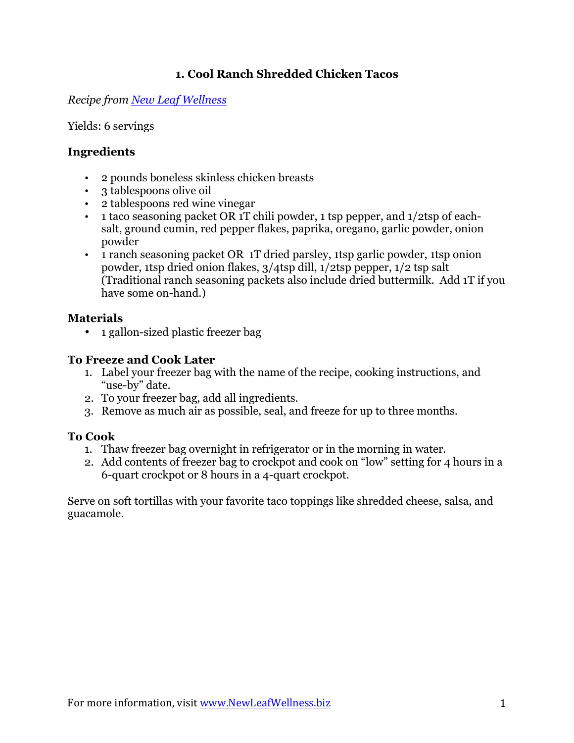# 1. Cool Ranch Shredded Chicken Tacos

*Recipe from [New Leaf Wellness]*

Yields: 6 servings

### Ingredients

- 2 pounds boneless skinless chicken breasts
- 3 tablespoons olive oil
- 2 tablespoons red wine vinegar
- 1 taco seasoning packet OR 1T chili powder, 1 tsp pepper, and 1/2tsp of each- salt, ground cumin, red pepper flakes, paprika, oregano, garlic powder, onion powder
- 1 ranch seasoning packet OR 1T dried parsley, 1tsp garlic powder, 1tsp onion powder, 1tsp dried onion flakes, 3/4tsp dill, 1/2tsp pepper, 1/2 tsp salt (Traditional ranch seasoning packets also include dried buttermilk. Add 1T if you have some on-hand.)

### Materials

- 1 gallon-sized plastic freezer bag

### To Freeze and Cook Later

1. Label your freezer bag with the name of the recipe, cooking instructions, and "use-by" date.
2. To your freezer bag, add all ingredients.
3. Remove as much air as possible, seal, and freeze for up to three months.

### To Cook

1. Thaw freezer bag overnight in refrigerator or in the morning in water.
2. Add contents of freezer bag to crockpot and cook on "low" setting for 4 hours in a 6-quart crockpot or 8 hours in a 4-quart crockpot.

Serve on soft tortillas with your favorite taco toppings like shredded cheese, salsa, and guacamole.

For more information, visit www.NewLeafWellness.biz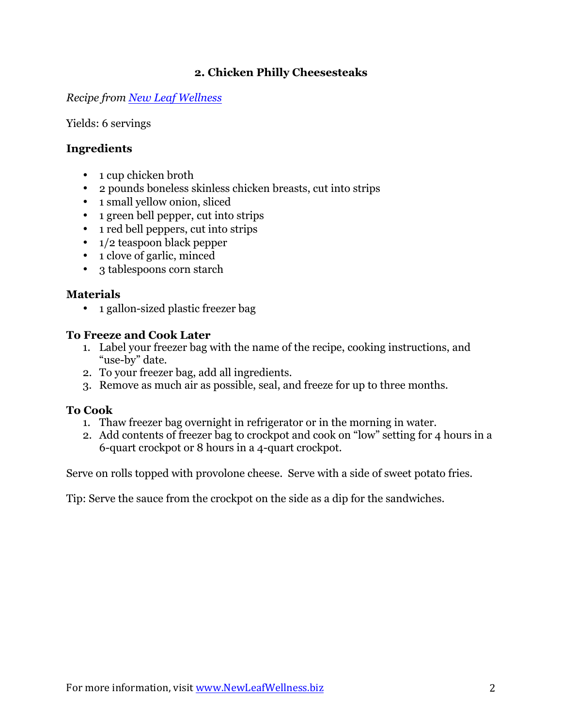## 2. Chicken Philly Cheesesteaks

*Recipe from New Leaf Wellness*

Yields: 6 servings

### Ingredients

- 1 cup chicken broth
- 2 pounds boneless skinless chicken breasts, cut into strips
- 1 small yellow onion, sliced
- 1 green bell pepper, cut into strips
- 1 red bell peppers, cut into strips
- 1/2 teaspoon black pepper
- 1 clove of garlic, minced
- 3 tablespoons corn starch

### Materials

- 1 gallon-sized plastic freezer bag

### To Freeze and Cook Later

1. Label your freezer bag with the name of the recipe, cooking instructions, and "use-by" date.
2. To your freezer bag, add all ingredients.
3. Remove as much air as possible, seal, and freeze for up to three months.

### To Cook

1. Thaw freezer bag overnight in refrigerator or in the morning in water.
2. Add contents of freezer bag to crockpot and cook on "low" setting for 4 hours in a 6-quart crockpot or 8 hours in a 4-quart crockpot.

Serve on rolls topped with provolone cheese. Serve with a side of sweet potato fries.

Tip: Serve the sauce from the crockpot on the side as a dip for the sandwiches.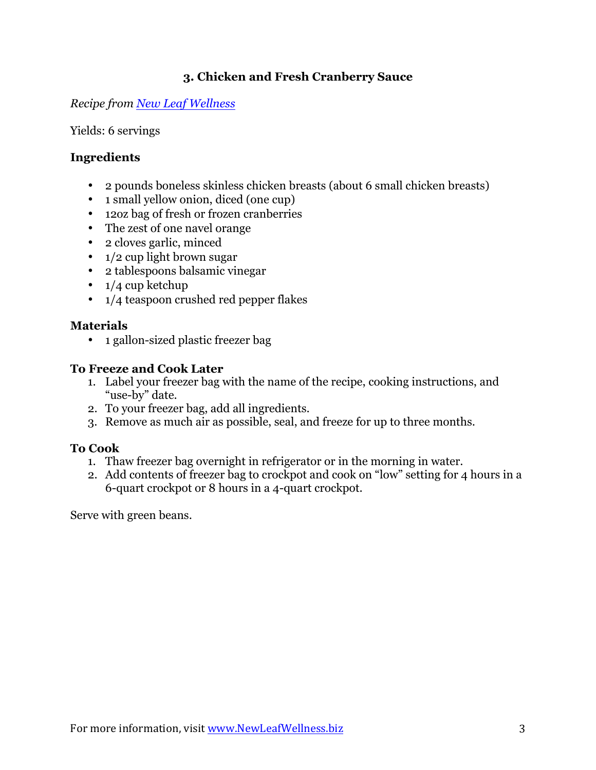## 3. Chicken and Fresh Cranberry Sauce

*Recipe from [New Leaf Wellness]*

Yields: 6 servings

### Ingredients

- 2 pounds boneless skinless chicken breasts (about 6 small chicken breasts)
- 1 small yellow onion, diced (one cup)
- 12oz bag of fresh or frozen cranberries
- The zest of one navel orange
- 2 cloves garlic, minced
- 1/2 cup light brown sugar
- 2 tablespoons balsamic vinegar
- 1/4 cup ketchup
- 1/4 teaspoon crushed red pepper flakes

### Materials

- 1 gallon-sized plastic freezer bag

### To Freeze and Cook Later

1. Label your freezer bag with the name of the recipe, cooking instructions, and "use-by" date.
2. To your freezer bag, add all ingredients.
3. Remove as much air as possible, seal, and freeze for up to three months.

### To Cook

1. Thaw freezer bag overnight in refrigerator or in the morning in water.
2. Add contents of freezer bag to crockpot and cook on "low" setting for 4 hours in a 6-quart crockpot or 8 hours in a 4-quart crockpot.

Serve with green beans.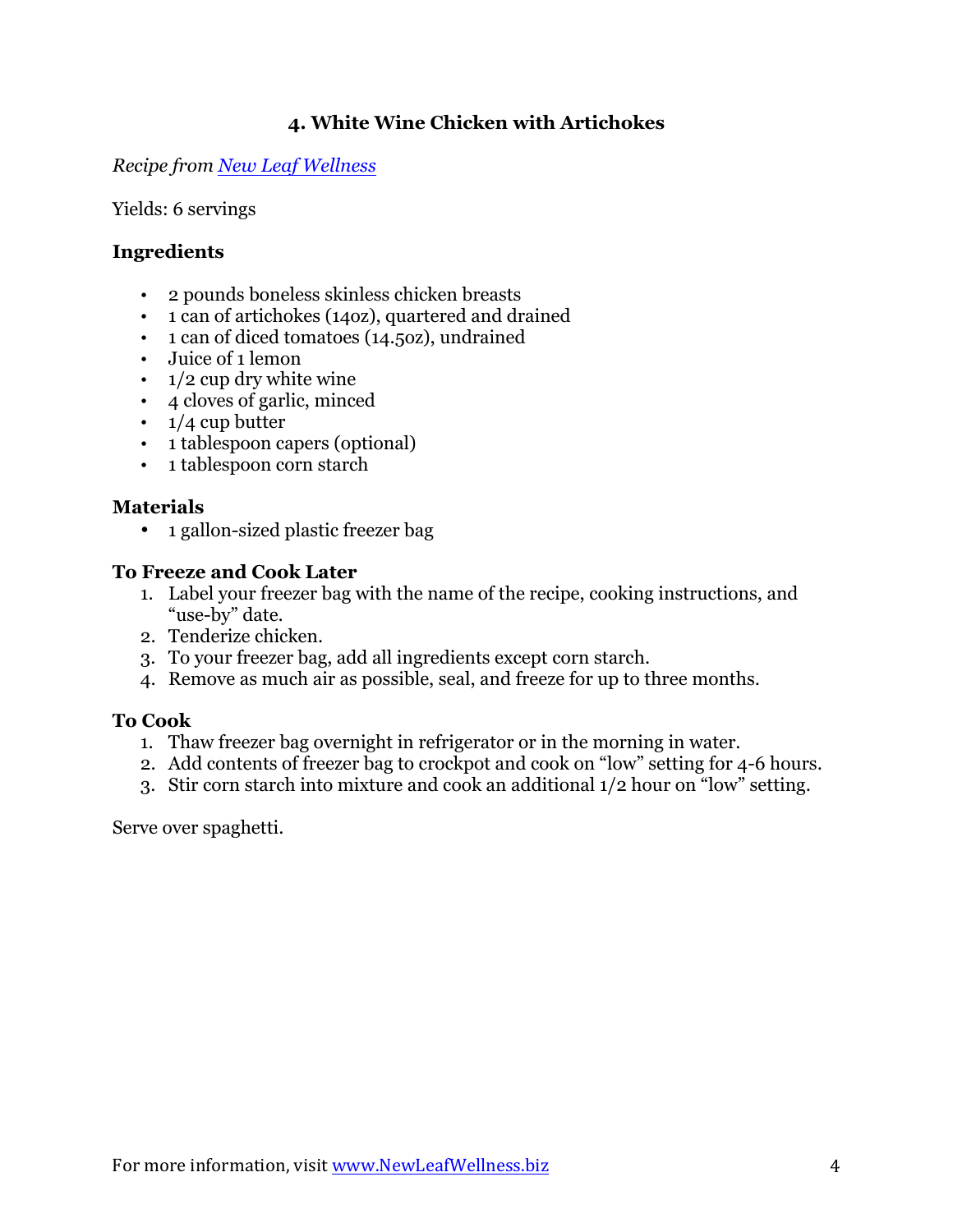## 4. White Wine Chicken with Artichokes

*Recipe from [New Leaf Wellness](http://www.NewLeafWellness.biz)*

Yields: 6 servings

### Ingredients

- 2 pounds boneless skinless chicken breasts
- 1 can of artichokes (14oz), quartered and drained
- 1 can of diced tomatoes (14.5oz), undrained
- Juice of 1 lemon
- 1/2 cup dry white wine
- 4 cloves of garlic, minced
- 1/4 cup butter
- 1 tablespoon capers (optional)
- 1 tablespoon corn starch

### Materials

- 1 gallon-sized plastic freezer bag

### To Freeze and Cook Later

1. Label your freezer bag with the name of the recipe, cooking instructions, and "use-by" date.
2. Tenderize chicken.
3. To your freezer bag, add all ingredients except corn starch.
4. Remove as much air as possible, seal, and freeze for up to three months.

### To Cook

1. Thaw freezer bag overnight in refrigerator or in the morning in water.
2. Add contents of freezer bag to crockpot and cook on "low" setting for 4-6 hours.
3. Stir corn starch into mixture and cook an additional 1/2 hour on "low" setting.

Serve over spaghetti.

For more information, visit [www.NewLeafWellness.biz](http://www.NewLeafWellness.biz)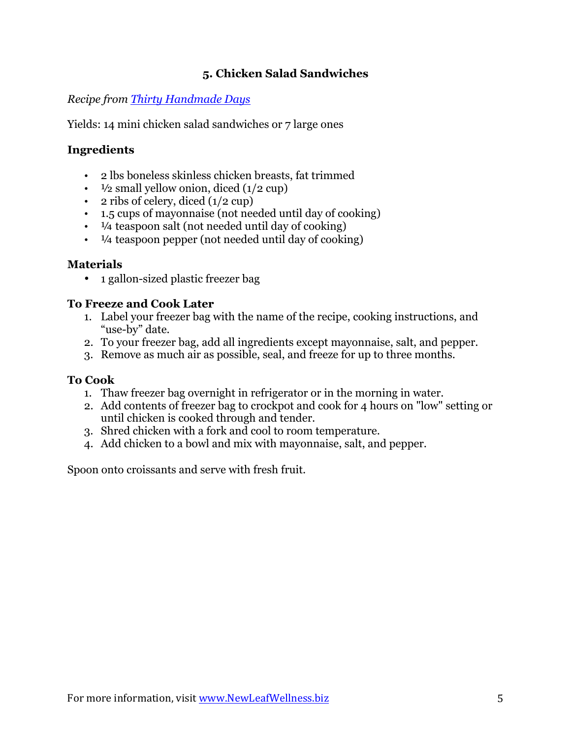## 5. Chicken Salad Sandwiches

*Recipe from [Thirty Handmade Days]*

Yields: 14 mini chicken salad sandwiches or 7 large ones

### Ingredients

- 2 lbs boneless skinless chicken breasts, fat trimmed
- ½ small yellow onion, diced (1/2 cup)
- 2 ribs of celery, diced (1/2 cup)
- 1.5 cups of mayonnaise (not needed until day of cooking)
- ¼ teaspoon salt (not needed until day of cooking)
- ¼ teaspoon pepper (not needed until day of cooking)

### Materials

- 1 gallon-sized plastic freezer bag

### To Freeze and Cook Later

1. Label your freezer bag with the name of the recipe, cooking instructions, and "use-by" date.
2. To your freezer bag, add all ingredients except mayonnaise, salt, and pepper.
3. Remove as much air as possible, seal, and freeze for up to three months.

### To Cook

1. Thaw freezer bag overnight in refrigerator or in the morning in water.
2. Add contents of freezer bag to crockpot and cook for 4 hours on "low" setting or until chicken is cooked through and tender.
3. Shred chicken with a fork and cool to room temperature.
4. Add chicken to a bowl and mix with mayonnaise, salt, and pepper.

Spoon onto croissants and serve with fresh fruit.

For more information, visit www.NewLeafWellness.biz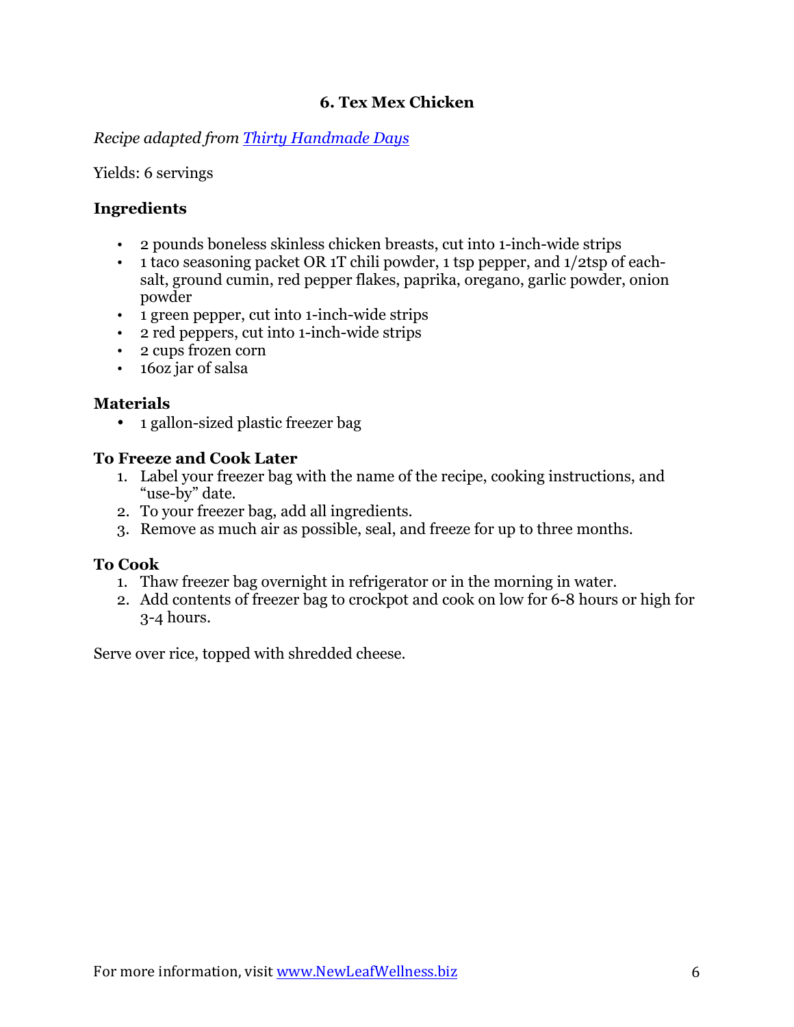## 6. Tex Mex Chicken

*Recipe adapted from [Thirty Handmade Days]*

Yields: 6 servings

### Ingredients

- 2 pounds boneless skinless chicken breasts, cut into 1-inch-wide strips
- 1 taco seasoning packet OR 1T chili powder, 1 tsp pepper, and 1/2tsp of each-salt, ground cumin, red pepper flakes, paprika, oregano, garlic powder, onion powder
- 1 green pepper, cut into 1-inch-wide strips
- 2 red peppers, cut into 1-inch-wide strips
- 2 cups frozen corn
- 16oz jar of salsa

### Materials

- 1 gallon-sized plastic freezer bag

### To Freeze and Cook Later

1. Label your freezer bag with the name of the recipe, cooking instructions, and "use-by" date.
2. To your freezer bag, add all ingredients.
3. Remove as much air as possible, seal, and freeze for up to three months.

### To Cook

1. Thaw freezer bag overnight in refrigerator or in the morning in water.
2. Add contents of freezer bag to crockpot and cook on low for 6-8 hours or high for 3-4 hours.

Serve over rice, topped with shredded cheese.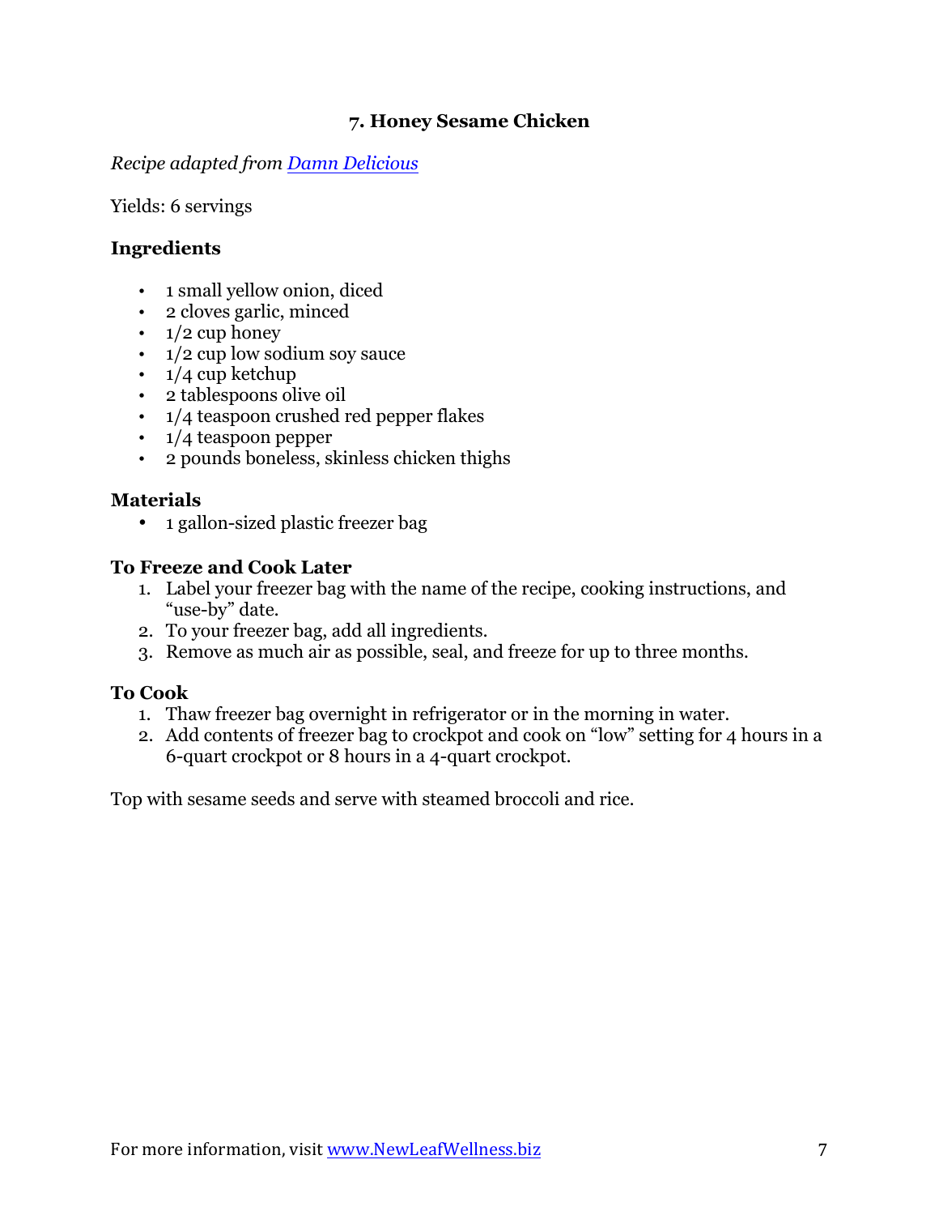## 7. Honey Sesame Chicken

*Recipe adapted from [Damn Delicious]*

Yields: 6 servings

### Ingredients

- 1 small yellow onion, diced
- 2 cloves garlic, minced
- 1/2 cup honey
- 1/2 cup low sodium soy sauce
- 1/4 cup ketchup
- 2 tablespoons olive oil
- 1/4 teaspoon crushed red pepper flakes
- 1/4 teaspoon pepper
- 2 pounds boneless, skinless chicken thighs

### Materials

- 1 gallon-sized plastic freezer bag

### To Freeze and Cook Later

1. Label your freezer bag with the name of the recipe, cooking instructions, and "use-by" date.
2. To your freezer bag, add all ingredients.
3. Remove as much air as possible, seal, and freeze for up to three months.

### To Cook

1. Thaw freezer bag overnight in refrigerator or in the morning in water.
2. Add contents of freezer bag to crockpot and cook on "low" setting for 4 hours in a 6-quart crockpot or 8 hours in a 4-quart crockpot.

Top with sesame seeds and serve with steamed broccoli and rice.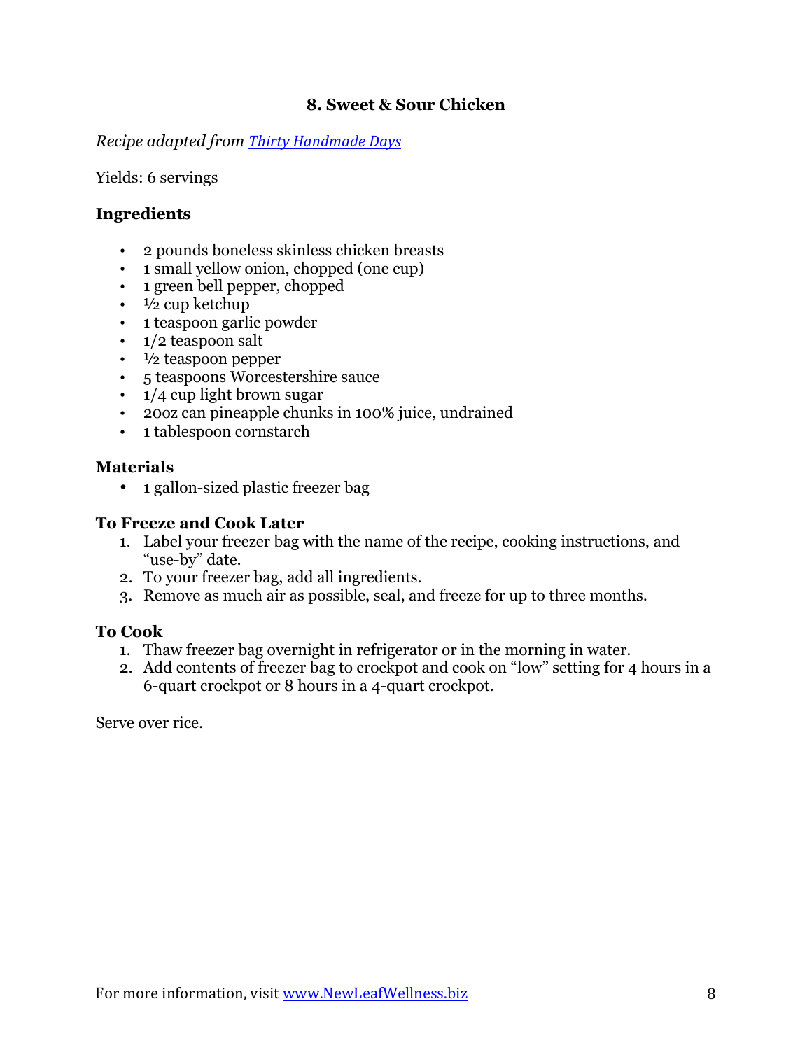## 8. Sweet & Sour Chicken

*Recipe adapted from [Thirty Handmade Days]()*

Yields: 6 servings

### Ingredients

- 2 pounds boneless skinless chicken breasts
- 1 small yellow onion, chopped (one cup)
- 1 green bell pepper, chopped
- ½ cup ketchup
- 1 teaspoon garlic powder
- 1/2 teaspoon salt
- ½ teaspoon pepper
- 5 teaspoons Worcestershire sauce
- 1/4 cup light brown sugar
- 20oz can pineapple chunks in 100% juice, undrained
- 1 tablespoon cornstarch

### Materials

- 1 gallon-sized plastic freezer bag

### To Freeze and Cook Later

1. Label your freezer bag with the name of the recipe, cooking instructions, and "use-by" date.
2. To your freezer bag, add all ingredients.
3. Remove as much air as possible, seal, and freeze for up to three months.

### To Cook

1. Thaw freezer bag overnight in refrigerator or in the morning in water.
2. Add contents of freezer bag to crockpot and cook on "low" setting for 4 hours in a 6-quart crockpot or 8 hours in a 4-quart crockpot.

Serve over rice.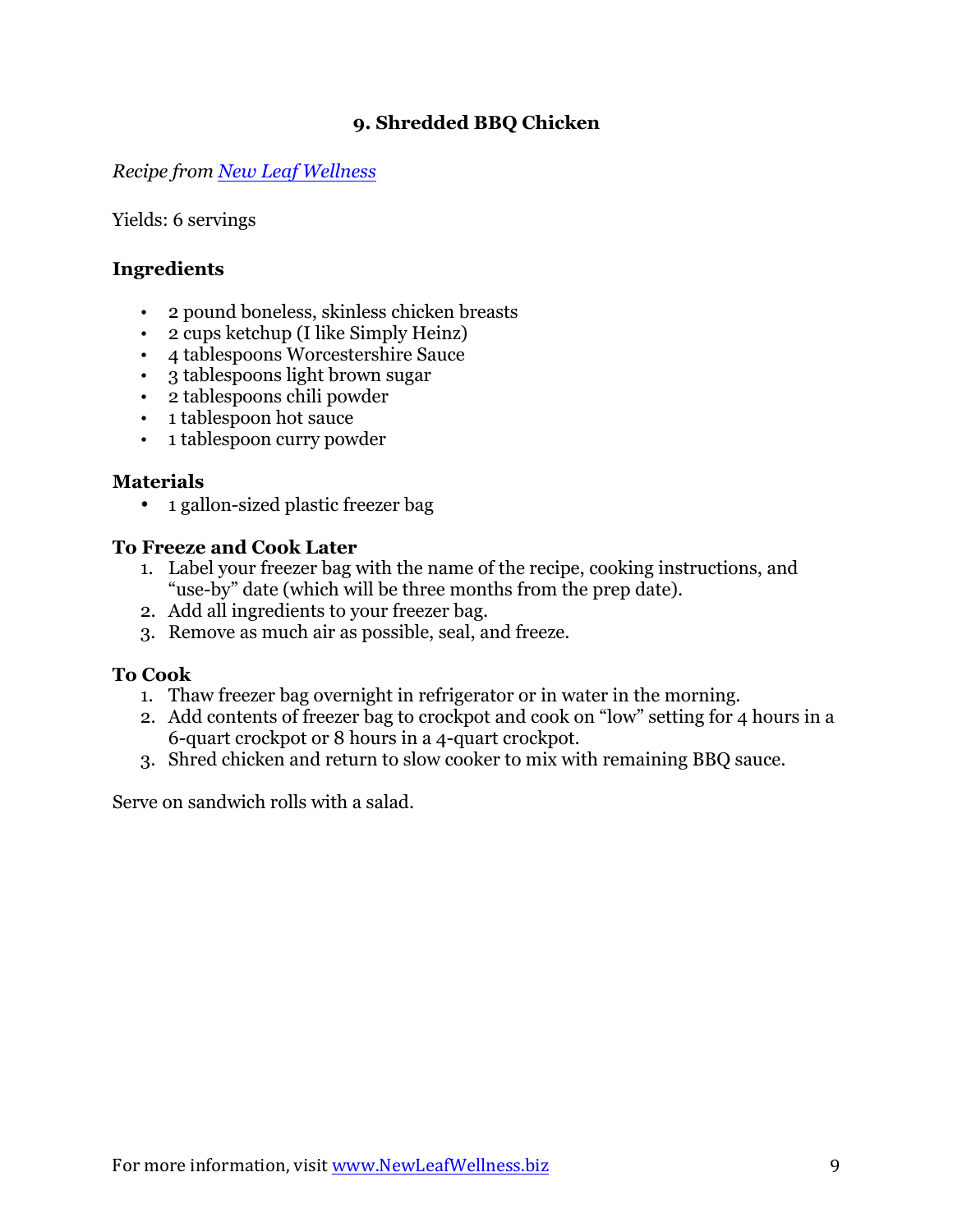## 9. Shredded BBQ Chicken

*Recipe from New Leaf Wellness*

Yields: 6 servings

### Ingredients

- 2 pound boneless, skinless chicken breasts
- 2 cups ketchup (I like Simply Heinz)
- 4 tablespoons Worcestershire Sauce
- 3 tablespoons light brown sugar
- 2 tablespoons chili powder
- 1 tablespoon hot sauce
- 1 tablespoon curry powder

### Materials

- 1 gallon-sized plastic freezer bag

### To Freeze and Cook Later

1. Label your freezer bag with the name of the recipe, cooking instructions, and "use-by" date (which will be three months from the prep date).
2. Add all ingredients to your freezer bag.
3. Remove as much air as possible, seal, and freeze.

### To Cook

1. Thaw freezer bag overnight in refrigerator or in water in the morning.
2. Add contents of freezer bag to crockpot and cook on "low" setting for 4 hours in a 6-quart crockpot or 8 hours in a 4-quart crockpot.
3. Shred chicken and return to slow cooker to mix with remaining BBQ sauce.

Serve on sandwich rolls with a salad.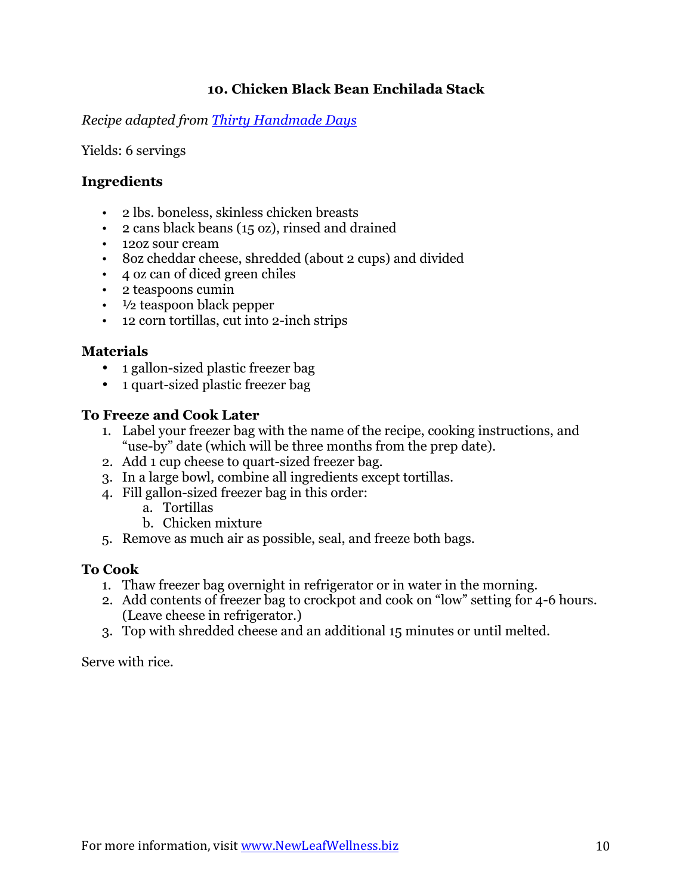## 10. Chicken Black Bean Enchilada Stack

*Recipe adapted from [Thirty Handmade Days]*

Yields: 6 servings

### Ingredients

- 2 lbs. boneless, skinless chicken breasts
- 2 cans black beans (15 oz), rinsed and drained
- 12oz sour cream
- 8oz cheddar cheese, shredded (about 2 cups) and divided
- 4 oz can of diced green chiles
- 2 teaspoons cumin
- ½ teaspoon black pepper
- 12 corn tortillas, cut into 2-inch strips

### Materials

- 1 gallon-sized plastic freezer bag
- 1 quart-sized plastic freezer bag

### To Freeze and Cook Later

1. Label your freezer bag with the name of the recipe, cooking instructions, and "use-by" date (which will be three months from the prep date).
2. Add 1 cup cheese to quart-sized freezer bag.
3. In a large bowl, combine all ingredients except tortillas.
4. Fill gallon-sized freezer bag in this order:
   a. Tortillas
   b. Chicken mixture
5. Remove as much air as possible, seal, and freeze both bags.

### To Cook

1. Thaw freezer bag overnight in refrigerator or in water in the morning.
2. Add contents of freezer bag to crockpot and cook on "low" setting for 4-6 hours. (Leave cheese in refrigerator.)
3. Top with shredded cheese and an additional 15 minutes or until melted.

Serve with rice.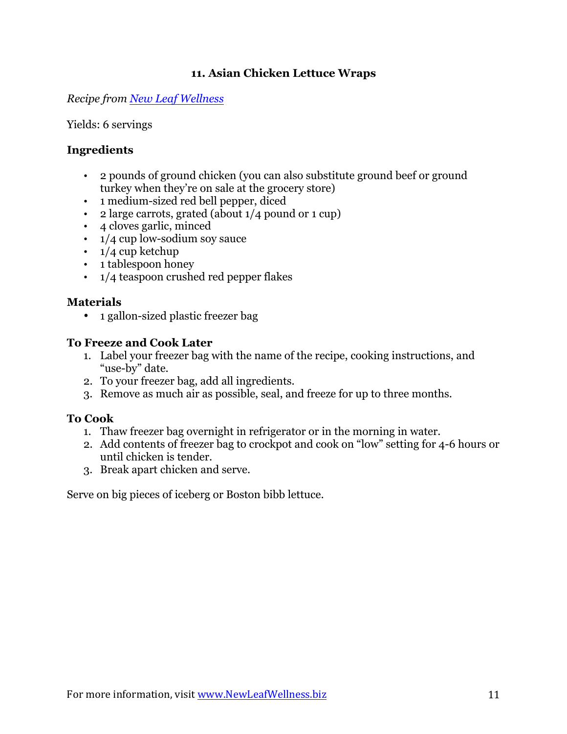### 11. Asian Chicken Lettuce Wraps

*Recipe from [New Leaf Wellness](http://www.NewLeafWellness.biz)*

Yields: 6 servings

**Ingredients**

- 2 pounds of ground chicken (you can also substitute ground beef or ground turkey when they're on sale at the grocery store)
- 1 medium-sized red bell pepper, diced
- 2 large carrots, grated (about 1/4 pound or 1 cup)
- 4 cloves garlic, minced
- 1/4 cup low-sodium soy sauce
- 1/4 cup ketchup
- 1 tablespoon honey
- 1/4 teaspoon crushed red pepper flakes

**Materials**

- 1 gallon-sized plastic freezer bag

**To Freeze and Cook Later**

1. Label your freezer bag with the name of the recipe, cooking instructions, and "use-by" date.
2. To your freezer bag, add all ingredients.
3. Remove as much air as possible, seal, and freeze for up to three months.

**To Cook**

1. Thaw freezer bag overnight in refrigerator or in the morning in water.
2. Add contents of freezer bag to crockpot and cook on "low" setting for 4-6 hours or until chicken is tender.
3. Break apart chicken and serve.

Serve on big pieces of iceberg or Boston bibb lettuce.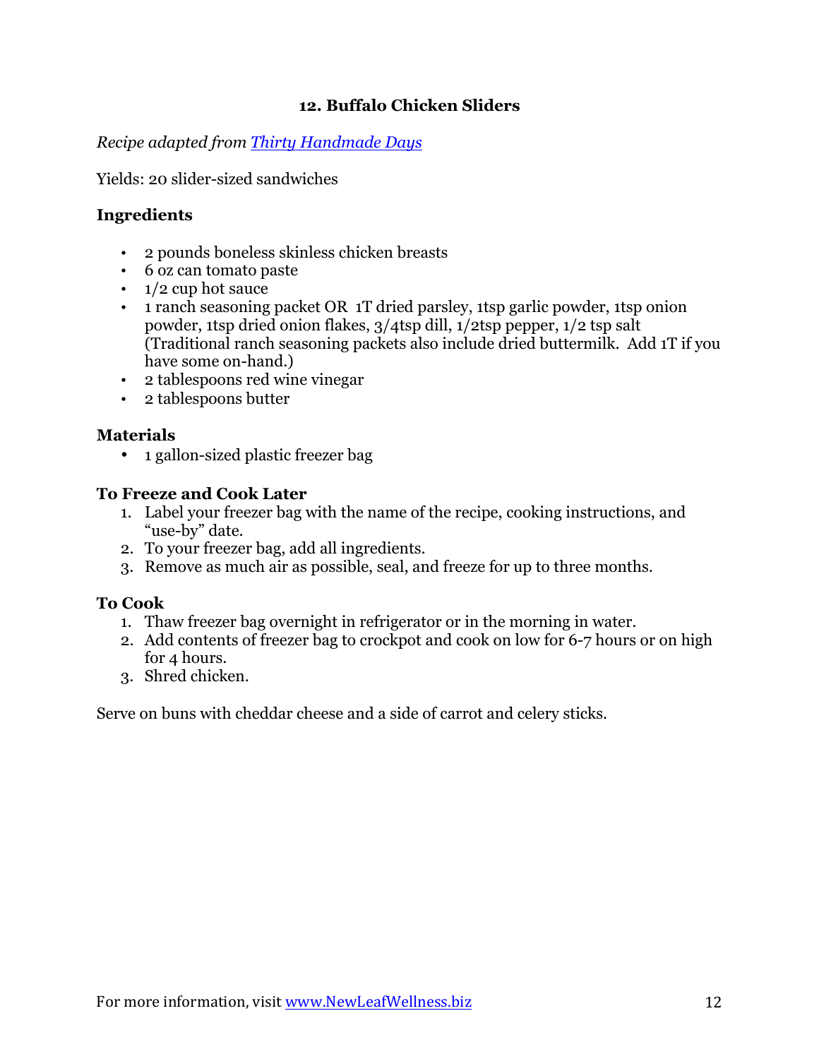### 12. Buffalo Chicken Sliders

*Recipe adapted from [Thirty Handmade Days]()*

Yields: 20 slider-sized sandwiches

#### Ingredients

- 2 pounds boneless skinless chicken breasts
- 6 oz can tomato paste
- 1/2 cup hot sauce
- 1 ranch seasoning packet OR 1T dried parsley, 1tsp garlic powder, 1tsp onion powder, 1tsp dried onion flakes, 3/4tsp dill, 1/2tsp pepper, 1/2 tsp salt (Traditional ranch seasoning packets also include dried buttermilk. Add 1T if you have some on-hand.)
- 2 tablespoons red wine vinegar
- 2 tablespoons butter

#### Materials

- 1 gallon-sized plastic freezer bag

#### To Freeze and Cook Later

1. Label your freezer bag with the name of the recipe, cooking instructions, and "use-by" date.
2. To your freezer bag, add all ingredients.
3. Remove as much air as possible, seal, and freeze for up to three months.

#### To Cook

1. Thaw freezer bag overnight in refrigerator or in the morning in water.
2. Add contents of freezer bag to crockpot and cook on low for 6-7 hours or on high for 4 hours.
3. Shred chicken.

Serve on buns with cheddar cheese and a side of carrot and celery sticks.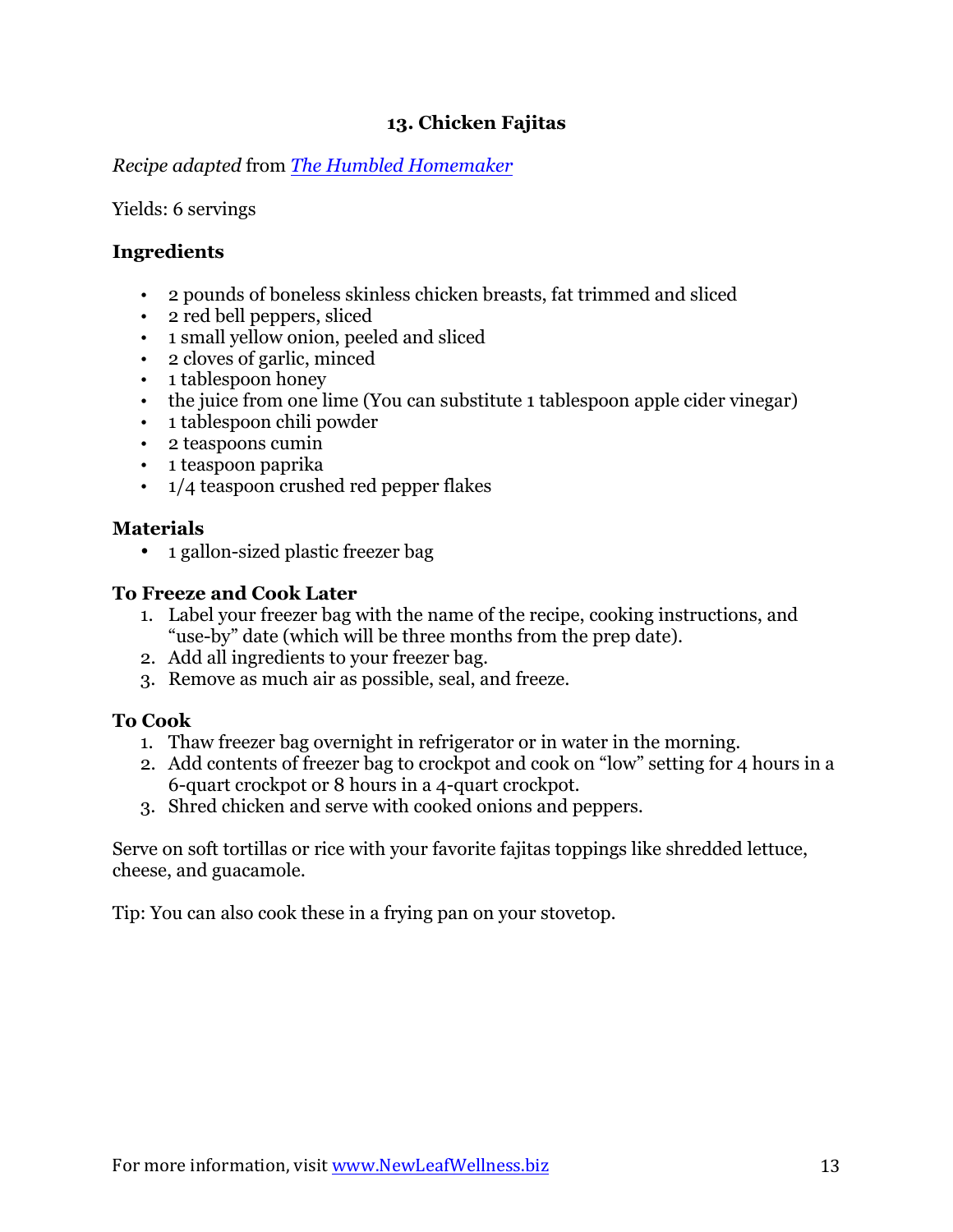## 13. Chicken Fajitas

*Recipe adapted* from *The Humbled Homemaker*

Yields: 6 servings

### Ingredients

- 2 pounds of boneless skinless chicken breasts, fat trimmed and sliced
- 2 red bell peppers, sliced
- 1 small yellow onion, peeled and sliced
- 2 cloves of garlic, minced
- 1 tablespoon honey
- the juice from one lime (You can substitute 1 tablespoon apple cider vinegar)
- 1 tablespoon chili powder
- 2 teaspoons cumin
- 1 teaspoon paprika
- 1/4 teaspoon crushed red pepper flakes

### Materials

- 1 gallon-sized plastic freezer bag

### To Freeze and Cook Later

1. Label your freezer bag with the name of the recipe, cooking instructions, and "use-by" date (which will be three months from the prep date).
2. Add all ingredients to your freezer bag.
3. Remove as much air as possible, seal, and freeze.

### To Cook

1. Thaw freezer bag overnight in refrigerator or in water in the morning.
2. Add contents of freezer bag to crockpot and cook on "low" setting for 4 hours in a 6-quart crockpot or 8 hours in a 4-quart crockpot.
3. Shred chicken and serve with cooked onions and peppers.

Serve on soft tortillas or rice with your favorite fajitas toppings like shredded lettuce, cheese, and guacamole.

Tip: You can also cook these in a frying pan on your stovetop.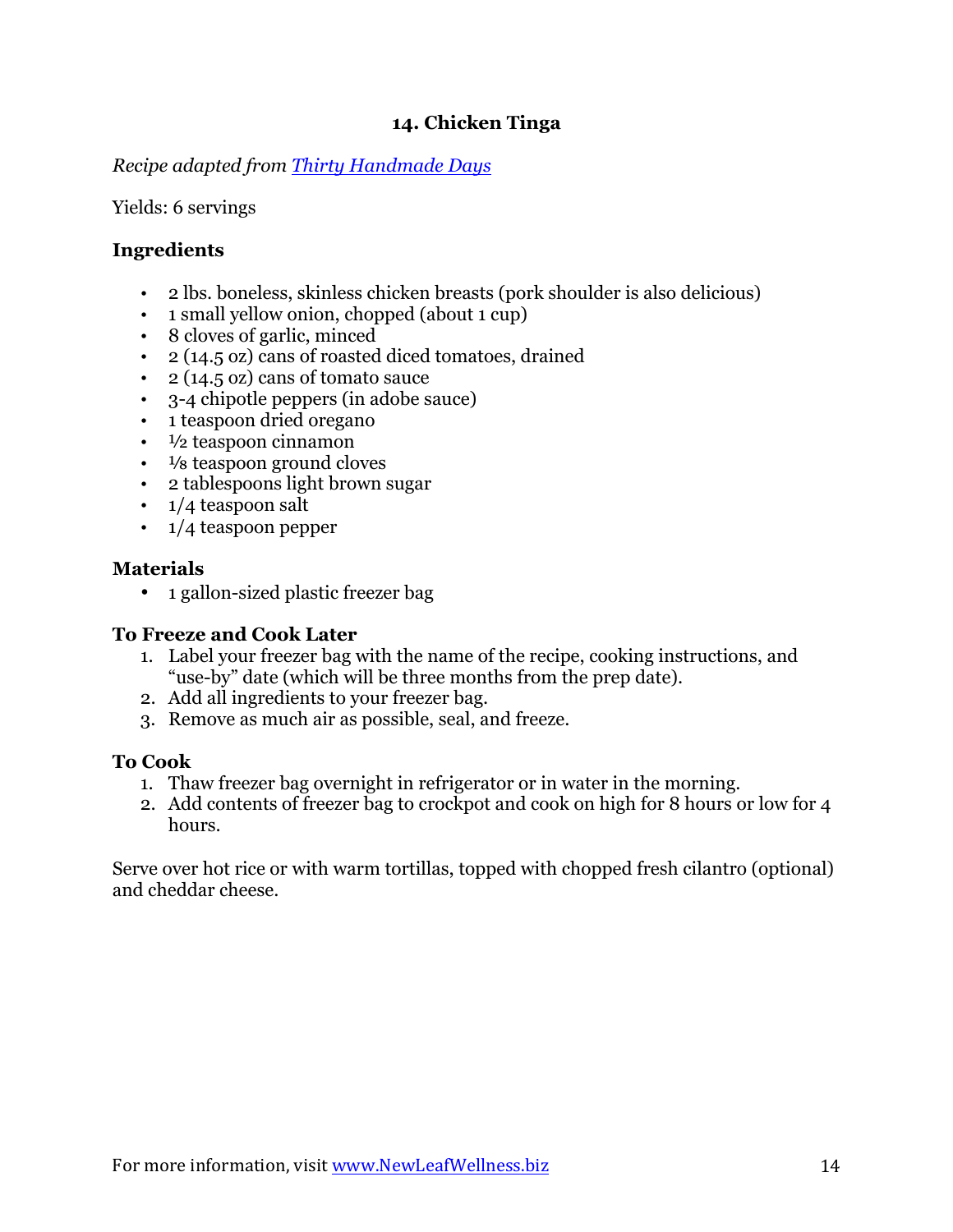## 14. Chicken Tinga

*Recipe adapted from [Thirty Handmade Days]()*

Yields: 6 servings

### Ingredients

- 2 lbs. boneless, skinless chicken breasts (pork shoulder is also delicious)
- 1 small yellow onion, chopped (about 1 cup)
- 8 cloves of garlic, minced
- 2 (14.5 oz) cans of roasted diced tomatoes, drained
- 2 (14.5 oz) cans of tomato sauce
- 3-4 chipotle peppers (in adobe sauce)
- 1 teaspoon dried oregano
- ½ teaspoon cinnamon
- ⅛ teaspoon ground cloves
- 2 tablespoons light brown sugar
- 1/4 teaspoon salt
- 1/4 teaspoon pepper

### Materials

- 1 gallon-sized plastic freezer bag

### To Freeze and Cook Later

1. Label your freezer bag with the name of the recipe, cooking instructions, and "use-by" date (which will be three months from the prep date).
2. Add all ingredients to your freezer bag.
3. Remove as much air as possible, seal, and freeze.

### To Cook

1. Thaw freezer bag overnight in refrigerator or in water in the morning.
2. Add contents of freezer bag to crockpot and cook on high for 8 hours or low for 4 hours.

Serve over hot rice or with warm tortillas, topped with chopped fresh cilantro (optional) and cheddar cheese.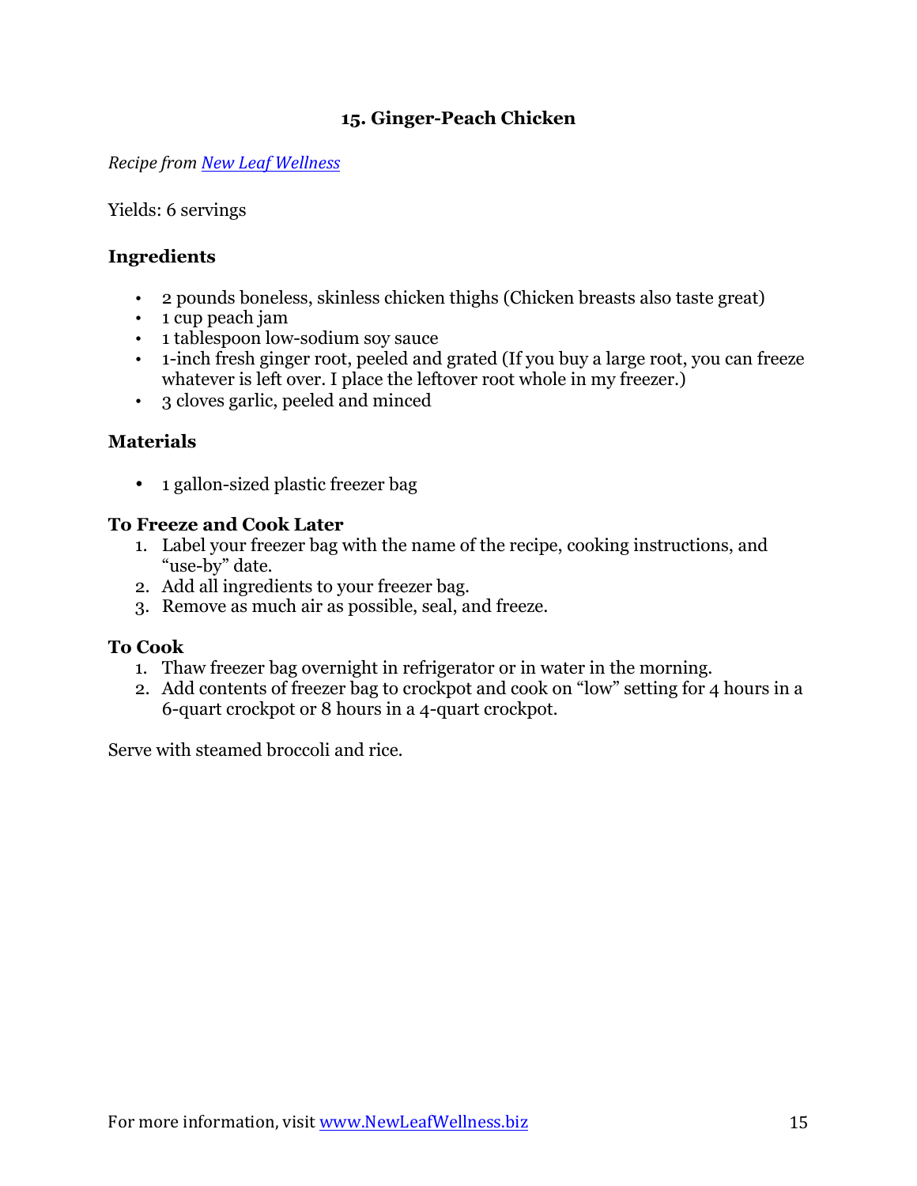## 15. Ginger-Peach Chicken

*Recipe from [New Leaf Wellness]*

Yields: 6 servings

### Ingredients

- 2 pounds boneless, skinless chicken thighs (Chicken breasts also taste great)
- 1 cup peach jam
- 1 tablespoon low-sodium soy sauce
- 1-inch fresh ginger root, peeled and grated (If you buy a large root, you can freeze whatever is left over. I place the leftover root whole in my freezer.)
- 3 cloves garlic, peeled and minced

### Materials

- 1 gallon-sized plastic freezer bag

### To Freeze and Cook Later

1. Label your freezer bag with the name of the recipe, cooking instructions, and "use-by" date.
2. Add all ingredients to your freezer bag.
3. Remove as much air as possible, seal, and freeze.

### To Cook

1. Thaw freezer bag overnight in refrigerator or in water in the morning.
2. Add contents of freezer bag to crockpot and cook on "low" setting for 4 hours in a 6-quart crockpot or 8 hours in a 4-quart crockpot.

Serve with steamed broccoli and rice.

For more information, visit www.NewLeafWellness.biz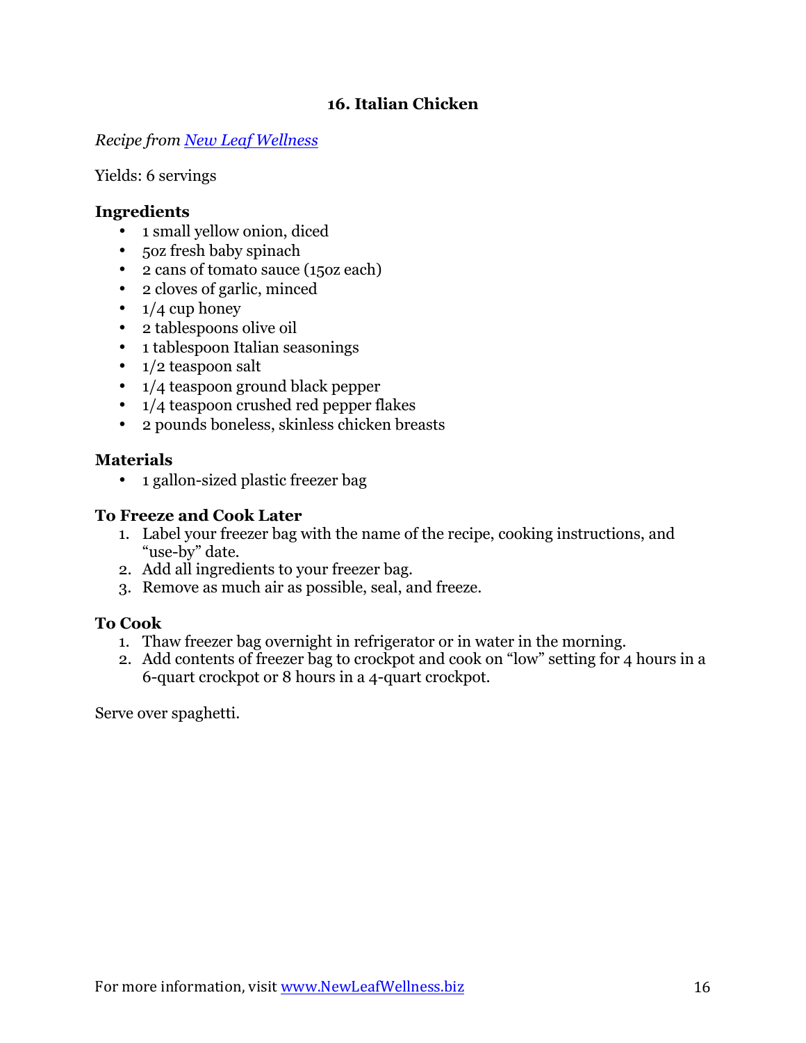## 16. Italian Chicken

*Recipe from [New Leaf Wellness](http://www.NewLeafWellness.biz)*

Yields: 6 servings

### Ingredients

- 1 small yellow onion, diced
- 5oz fresh baby spinach
- 2 cans of tomato sauce (15oz each)
- 2 cloves of garlic, minced
- 1/4 cup honey
- 2 tablespoons olive oil
- 1 tablespoon Italian seasonings
- 1/2 teaspoon salt
- 1/4 teaspoon ground black pepper
- 1/4 teaspoon crushed red pepper flakes
- 2 pounds boneless, skinless chicken breasts

### Materials

- 1 gallon-sized plastic freezer bag

### To Freeze and Cook Later

1. Label your freezer bag with the name of the recipe, cooking instructions, and "use-by" date.
2. Add all ingredients to your freezer bag.
3. Remove as much air as possible, seal, and freeze.

### To Cook

1. Thaw freezer bag overnight in refrigerator or in water in the morning.
2. Add contents of freezer bag to crockpot and cook on "low" setting for 4 hours in a 6-quart crockpot or 8 hours in a 4-quart crockpot.

Serve over spaghetti.

For more information, visit [www.NewLeafWellness.biz](http://www.NewLeafWellness.biz)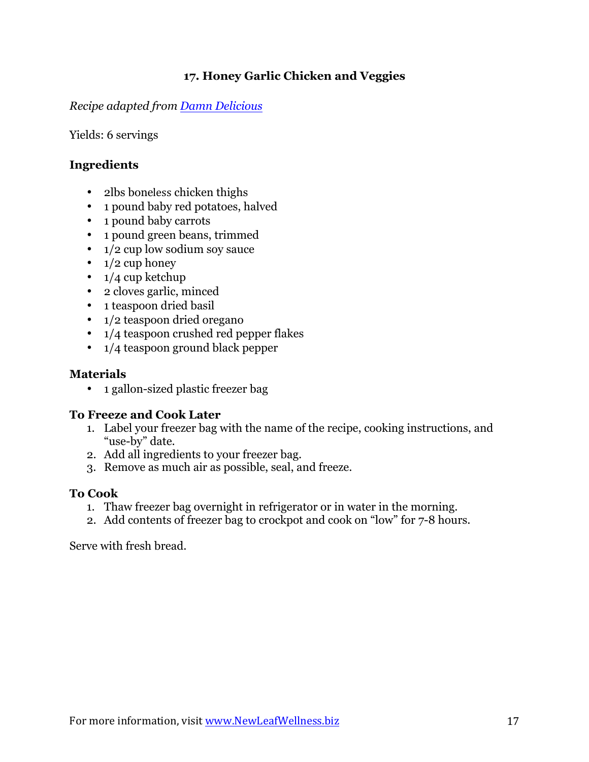### 17. Honey Garlic Chicken and Veggies

*Recipe adapted from [Damn Delicious]()*

Yields: 6 servings

**Ingredients**

- 2lbs boneless chicken thighs
- 1 pound baby red potatoes, halved
- 1 pound baby carrots
- 1 pound green beans, trimmed
- 1/2 cup low sodium soy sauce
- 1/2 cup honey
- 1/4 cup ketchup
- 2 cloves garlic, minced
- 1 teaspoon dried basil
- 1/2 teaspoon dried oregano
- 1/4 teaspoon crushed red pepper flakes
- 1/4 teaspoon ground black pepper

**Materials**

- 1 gallon-sized plastic freezer bag

**To Freeze and Cook Later**

1. Label your freezer bag with the name of the recipe, cooking instructions, and "use-by" date.
2. Add all ingredients to your freezer bag.
3. Remove as much air as possible, seal, and freeze.

**To Cook**

1. Thaw freezer bag overnight in refrigerator or in water in the morning.
2. Add contents of freezer bag to crockpot and cook on "low" for 7-8 hours.

Serve with fresh bread.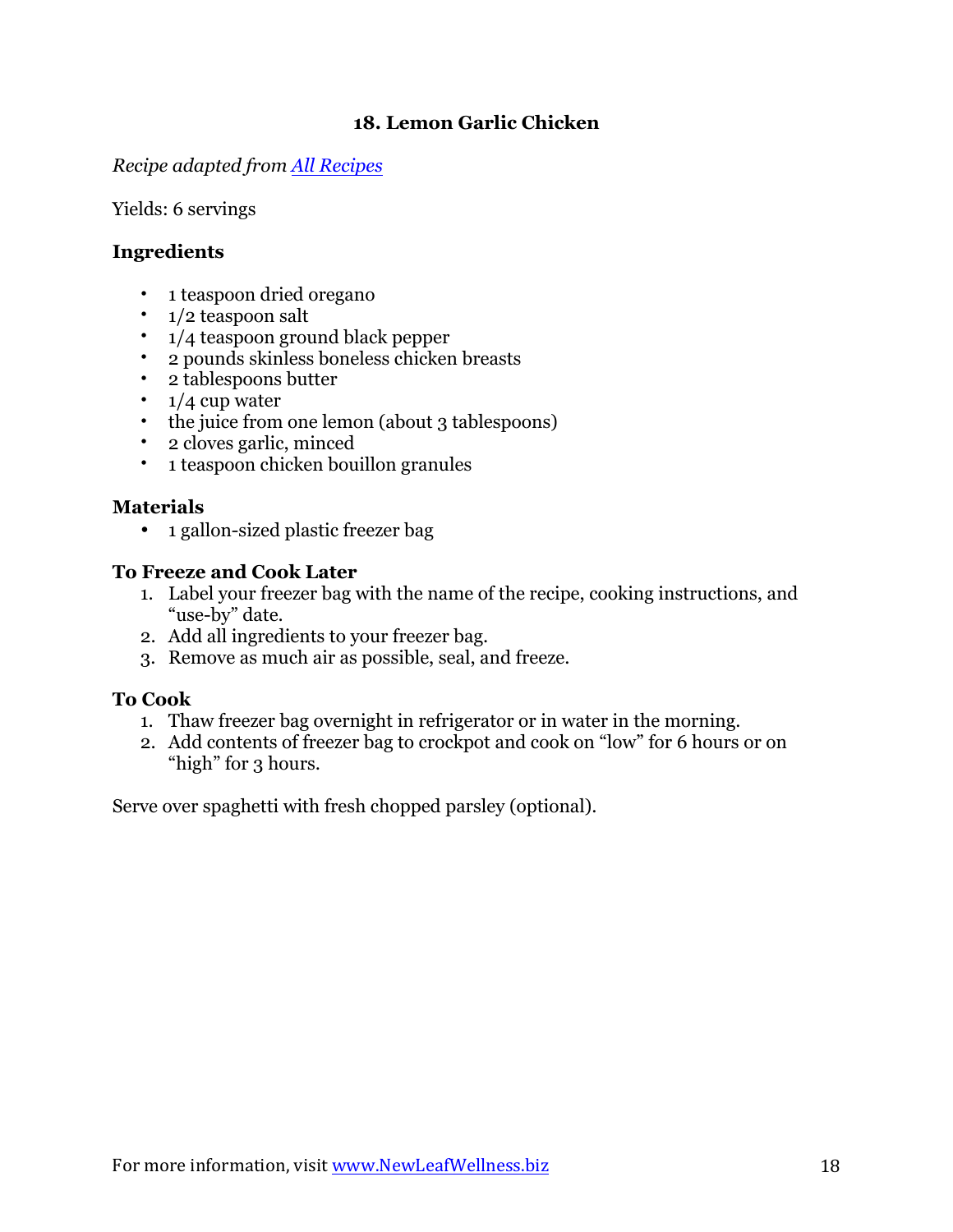## 18. Lemon Garlic Chicken

*Recipe adapted from [All Recipes]*

Yields: 6 servings

### Ingredients

- 1 teaspoon dried oregano
- 1/2 teaspoon salt
- 1/4 teaspoon ground black pepper
- 2 pounds skinless boneless chicken breasts
- 2 tablespoons butter
- 1/4 cup water
- the juice from one lemon (about 3 tablespoons)
- 2 cloves garlic, minced
- 1 teaspoon chicken bouillon granules

### Materials

- 1 gallon-sized plastic freezer bag

### To Freeze and Cook Later

1. Label your freezer bag with the name of the recipe, cooking instructions, and "use-by" date.
2. Add all ingredients to your freezer bag.
3. Remove as much air as possible, seal, and freeze.

### To Cook

1. Thaw freezer bag overnight in refrigerator or in water in the morning.
2. Add contents of freezer bag to crockpot and cook on "low" for 6 hours or on "high" for 3 hours.

Serve over spaghetti with fresh chopped parsley (optional).

For more information, visit www.NewLeafWellness.biz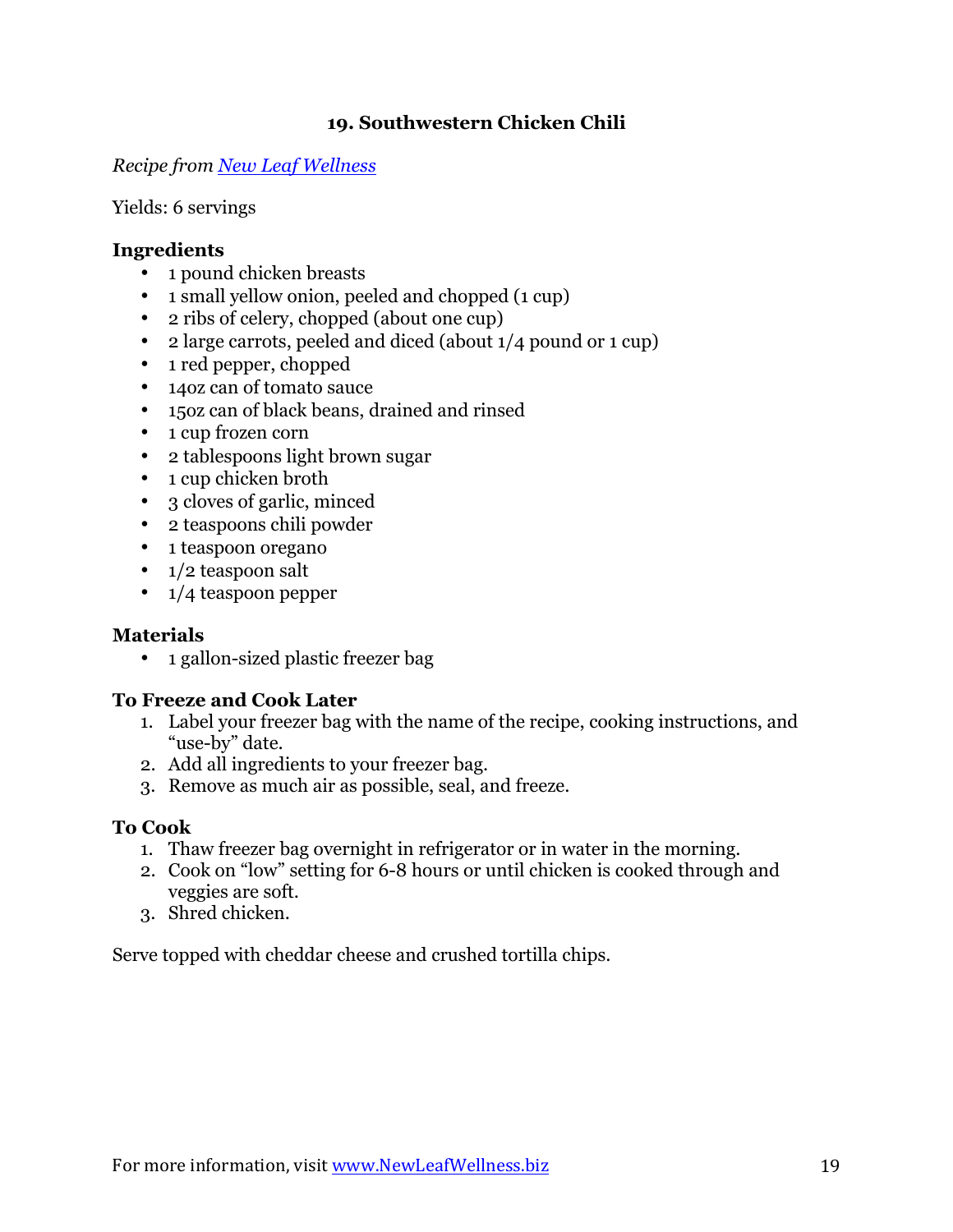## 19. Southwestern Chicken Chili

*Recipe from [New Leaf Wellness](http://www.NewLeafWellness.biz)*

Yields: 6 servings

### Ingredients

- 1 pound chicken breasts
- 1 small yellow onion, peeled and chopped (1 cup)
- 2 ribs of celery, chopped (about one cup)
- 2 large carrots, peeled and diced (about 1/4 pound or 1 cup)
- 1 red pepper, chopped
- 14oz can of tomato sauce
- 15oz can of black beans, drained and rinsed
- 1 cup frozen corn
- 2 tablespoons light brown sugar
- 1 cup chicken broth
- 3 cloves of garlic, minced
- 2 teaspoons chili powder
- 1 teaspoon oregano
- 1/2 teaspoon salt
- 1/4 teaspoon pepper

### Materials

- 1 gallon-sized plastic freezer bag

### To Freeze and Cook Later

1. Label your freezer bag with the name of the recipe, cooking instructions, and "use-by" date.
2. Add all ingredients to your freezer bag.
3. Remove as much air as possible, seal, and freeze.

### To Cook

1. Thaw freezer bag overnight in refrigerator or in water in the morning.
2. Cook on "low" setting for 6-8 hours or until chicken is cooked through and veggies are soft.
3. Shred chicken.

Serve topped with cheddar cheese and crushed tortilla chips.

For more information, visit [www.NewLeafWellness.biz](http://www.NewLeafWellness.biz)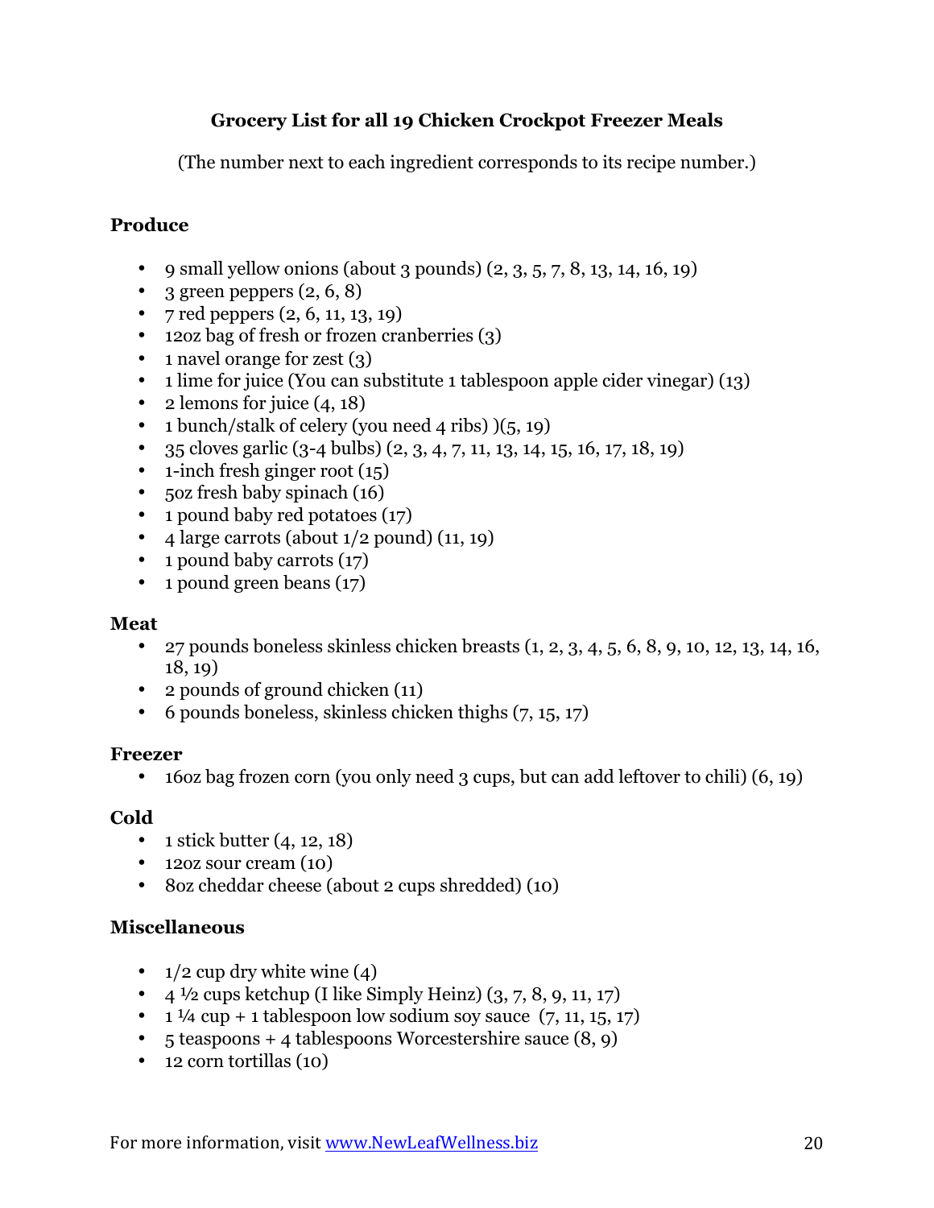# Grocery List for all 19 Chicken Crockpot Freezer Meals

(The number next to each ingredient corresponds to its recipe number.)

## Produce

- 9 small yellow onions (about 3 pounds) (2, 3, 5, 7, 8, 13, 14, 16, 19)
- 3 green peppers (2, 6, 8)
- 7 red peppers (2, 6, 11, 13, 19)
- 12oz bag of fresh or frozen cranberries (3)
- 1 navel orange for zest (3)
- 1 lime for juice (You can substitute 1 tablespoon apple cider vinegar) (13)
- 2 lemons for juice (4, 18)
- 1 bunch/stalk of celery (you need 4 ribs) )(5, 19)
- 35 cloves garlic (3-4 bulbs) (2, 3, 4, 7, 11, 13, 14, 15, 16, 17, 18, 19)
- 1-inch fresh ginger root (15)
- 5oz fresh baby spinach (16)
- 1 pound baby red potatoes (17)
- 4 large carrots (about 1/2 pound) (11, 19)
- 1 pound baby carrots (17)
- 1 pound green beans (17)

## Meat

- 27 pounds boneless skinless chicken breasts (1, 2, 3, 4, 5, 6, 8, 9, 10, 12, 13, 14, 16, 18, 19)
- 2 pounds of ground chicken (11)
- 6 pounds boneless, skinless chicken thighs (7, 15, 17)

## Freezer

- 16oz bag frozen corn (you only need 3 cups, but can add leftover to chili) (6, 19)

## Cold

- 1 stick butter (4, 12, 18)
- 12oz sour cream (10)
- 8oz cheddar cheese (about 2 cups shredded) (10)

## Miscellaneous

- 1/2 cup dry white wine (4)
- 4 ½ cups ketchup (I like Simply Heinz) (3, 7, 8, 9, 11, 17)
- 1 ¼ cup + 1 tablespoon low sodium soy sauce (7, 11, 15, 17)
- 5 teaspoons + 4 tablespoons Worcestershire sauce (8, 9)
- 12 corn tortillas (10)

For more information, visit www.NewLeafWellness.biz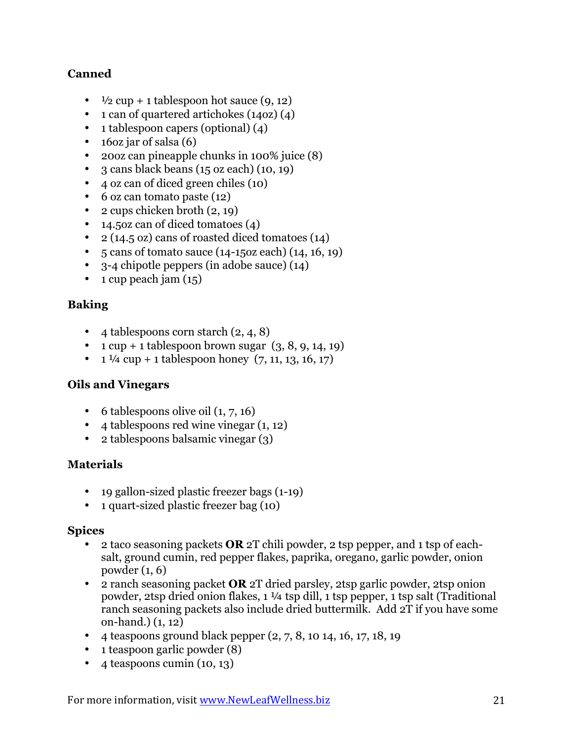**Canned**

- ½ cup + 1 tablespoon hot sauce (9, 12)
- 1 can of quartered artichokes (14oz) (4)
- 1 tablespoon capers (optional) (4)
- 16oz jar of salsa (6)
- 20oz can pineapple chunks in 100% juice (8)
- 3 cans black beans (15 oz each) (10, 19)
- 4 oz can of diced green chiles (10)
- 6 oz can tomato paste (12)
- 2 cups chicken broth (2, 19)
- 14.5oz can of diced tomatoes (4)
- 2 (14.5 oz) cans of roasted diced tomatoes (14)
- 5 cans of tomato sauce (14-15oz each) (14, 16, 19)
- 3-4 chipotle peppers (in adobe sauce) (14)
- 1 cup peach jam (15)

**Baking**

- 4 tablespoons corn starch (2, 4, 8)
- 1 cup + 1 tablespoon brown sugar (3, 8, 9, 14, 19)
- 1 ¼ cup + 1 tablespoon honey (7, 11, 13, 16, 17)

**Oils and Vinegars**

- 6 tablespoons olive oil (1, 7, 16)
- 4 tablespoons red wine vinegar (1, 12)
- 2 tablespoons balsamic vinegar (3)

**Materials**

- 19 gallon-sized plastic freezer bags (1-19)
- 1 quart-sized plastic freezer bag (10)

**Spices**

- 2 taco seasoning packets **OR** 2T chili powder, 2 tsp pepper, and 1 tsp of each- salt, ground cumin, red pepper flakes, paprika, oregano, garlic powder, onion powder (1, 6)
- 2 ranch seasoning packet **OR** 2T dried parsley, 2tsp garlic powder, 2tsp onion powder, 2tsp dried onion flakes, 1 ¼ tsp dill, 1 tsp pepper, 1 tsp salt (Traditional ranch seasoning packets also include dried buttermilk. Add 2T if you have some on-hand.) (1, 12)
- 4 teaspoons ground black pepper (2, 7, 8, 10 14, 16, 17, 18, 19
- 1 teaspoon garlic powder (8)
- 4 teaspoons cumin (10, 13)

For more information, visit www.NewLeafWellness.biz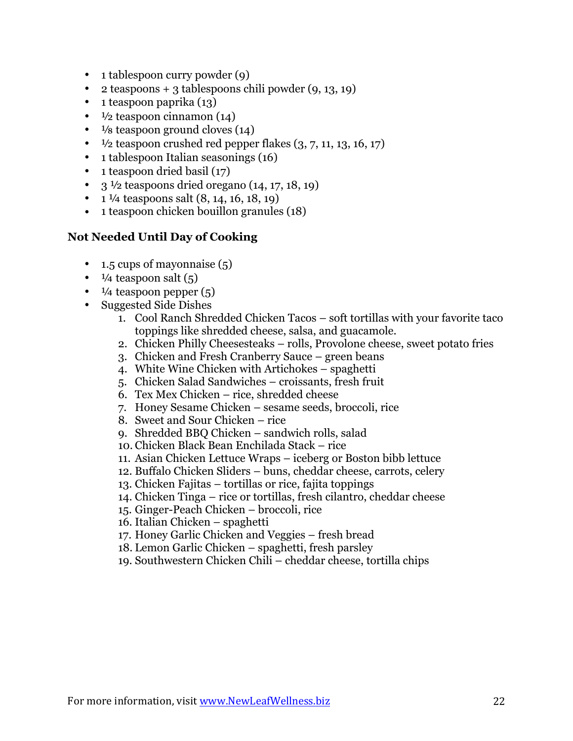- 1 tablespoon curry powder (9)
- 2 teaspoons + 3 tablespoons chili powder (9, 13, 19)
- 1 teaspoon paprika (13)
- ½ teaspoon cinnamon (14)
- ⅛ teaspoon ground cloves (14)
- ½ teaspoon crushed red pepper flakes (3, 7, 11, 13, 16, 17)
- 1 tablespoon Italian seasonings (16)
- 1 teaspoon dried basil (17)
- 3 ½ teaspoons dried oregano (14, 17, 18, 19)
- 1 ¼ teaspoons salt (8, 14, 16, 18, 19)
- 1 teaspoon chicken bouillon granules (18)

### Not Needed Until Day of Cooking

- 1.5 cups of mayonnaise (5)
- ¼ teaspoon salt (5)
- ¼ teaspoon pepper (5)
- Suggested Side Dishes
    1. Cool Ranch Shredded Chicken Tacos – soft tortillas with your favorite taco toppings like shredded cheese, salsa, and guacamole.
    2. Chicken Philly Cheesesteaks – rolls, Provolone cheese, sweet potato fries
    3. Chicken and Fresh Cranberry Sauce – green beans
    4. White Wine Chicken with Artichokes – spaghetti
    5. Chicken Salad Sandwiches – croissants, fresh fruit
    6. Tex Mex Chicken – rice, shredded cheese
    7. Honey Sesame Chicken – sesame seeds, broccoli, rice
    8. Sweet and Sour Chicken – rice
    9. Shredded BBQ Chicken – sandwich rolls, salad
    10. Chicken Black Bean Enchilada Stack – rice
    11. Asian Chicken Lettuce Wraps – iceberg or Boston bibb lettuce
    12. Buffalo Chicken Sliders – buns, cheddar cheese, carrots, celery
    13. Chicken Fajitas – tortillas or rice, fajita toppings
    14. Chicken Tinga – rice or tortillas, fresh cilantro, cheddar cheese
    15. Ginger-Peach Chicken – broccoli, rice
    16. Italian Chicken – spaghetti
    17. Honey Garlic Chicken and Veggies – fresh bread
    18. Lemon Garlic Chicken – spaghetti, fresh parsley
    19. Southwestern Chicken Chili – cheddar cheese, tortilla chips

For more information, visit www.NewLeafWellness.biz